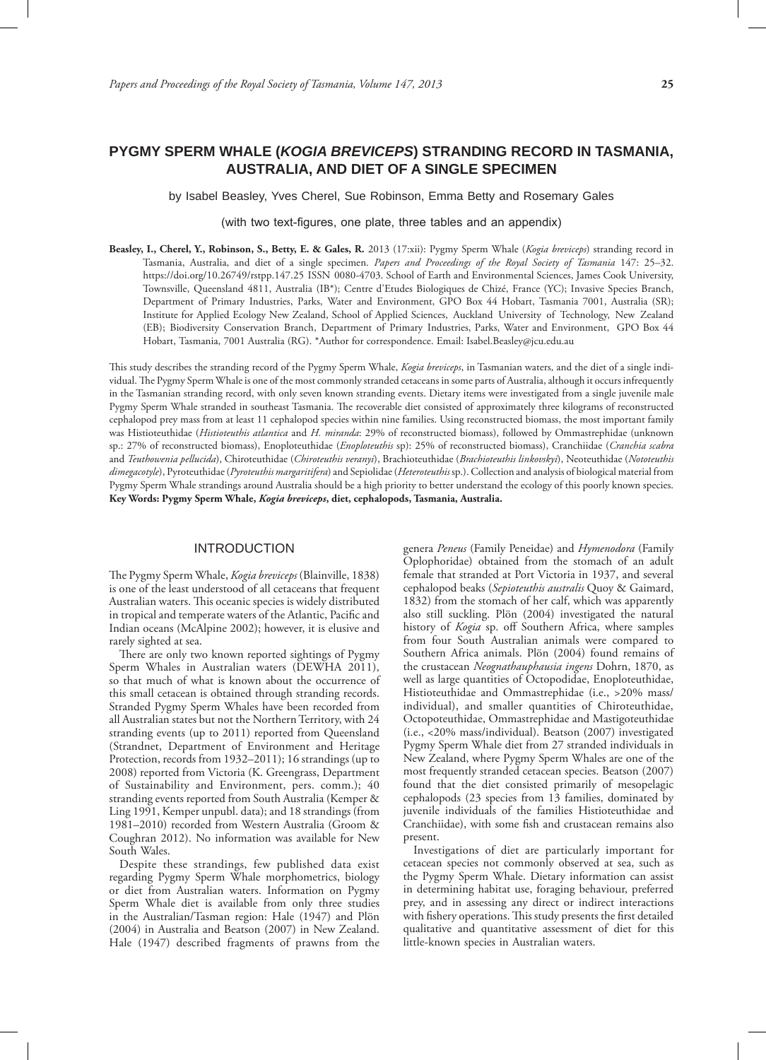# PYGMY SPERM WHALE (*KOGIA BREVICEPS*) STRANDING RECORD IN TASMANIA, AUSTRALIA, AND DIET OF A SINGLE SPECIMEN

by Isabel Beasley, Yves Cherel, Sue Robinson, Emma Betty and Rosemary Gales

(with two text-figures, one plate, three tables and an appendix)

**Beasley, I., Cherel, Y., Robinson, S., Betty, E. & Gales, R.** 2013 (17:xii): Pygmy Sperm Whale (*Kogia breviceps*) stranding record in Tasmania, Australia, and diet of a single specimen. *Papers and Proceedings of the Royal Society of Tasmania* 147: 25–32. https://doi.org/10.26749/rstpp.147.25 ISSN 0080-4703. School of Earth and Environmental Sciences, James Cook University, Townsville, Queensland 4811, Australia (IB*); Centre d'Etudes Biologiques de Chizé, France (YC); Invasive Species Branch, Department of Primary Industries, Parks, Water and Environment, GPO Box 44 Hobart, Tasmania 7001, Australia (SR); Institute for Applied Ecology New Zealand, School of Applied Sciences, Auckland University of Technology, New Zealand (EB); Biodiversity Conservation Branch, Department of Primary Industries, Parks, Water and Environment, GPO Box 44 Hobart, Tasmania, 7001 Australia (RG). *Author for correspondence. Email: Isabel.Beasley@jcu.edu.au

This study describes the stranding record of the Pygmy Sperm Whale, *Kogia breviceps*, in Tasmanian waters, and the diet of a single individual. The Pygmy Sperm Whale is one of the most commonly stranded cetaceans in some parts of Australia, although it occurs infrequently in the Tasmanian stranding record, with only seven known stranding events. Dietary items were investigated from a single juvenile male Pygmy Sperm Whale stranded in southeast Tasmania. The recoverable diet consisted of approximately three kilograms of reconstructed cephalopod prey mass from at least 11 cephalopod species within nine families. Using reconstructed biomass, the most important family was Histioteuthidae (*Histioteuthis atlantica* and *H. miranda*: 29% of reconstructed biomass), followed by Ommastrephidae (unknown sp.: 27% of reconstructed biomass), Enoploteuthidae (*Enoploteuthis* sp): 25% of reconstructed biomass), Cranchiidae (*Cranchia scabra* and *Teuthowenia pellucida*), Chiroteuthidae (*Chiroteuthis veranyi*), Brachioteuthidae (*Brachioteuthis linkovskyi*), Neoteuthidae (*Nototeuthis dimegacotyle*), Pyroteuthidae (*Pyroteuthis margaritifera*) and Sepiolidae (*Heteroteuthis* sp.). Collection and analysis of biological material from Pygmy Sperm Whale strandings around Australia should be a high priority to better understand the ecology of this poorly known species.
**Key Words: Pygmy Sperm Whale, *Kogia breviceps*, diet, cephalopods, Tasmania, Australia.**

## INTRODUCTION

The Pygmy Sperm Whale, *Kogia breviceps* (Blainville, 1838) is one of the least understood of all cetaceans that frequent Australian waters. This oceanic species is widely distributed in tropical and temperate waters of the Atlantic, Pacific and Indian oceans (McAlpine 2002); however, it is elusive and rarely sighted at sea.

There are only two known reported sightings of Pygmy Sperm Whales in Australian waters (DEWHA 2011), so that much of what is known about the occurrence of this small cetacean is obtained through stranding records. Stranded Pygmy Sperm Whales have been recorded from all Australian states but not the Northern Territory, with 24 stranding events (up to 2011) reported from Queensland (Strandnet, Department of Environment and Heritage Protection, records from 1932–2011); 16 strandings (up to 2008) reported from Victoria (K. Greengrass, Department of Sustainability and Environment, pers. comm.); 40 stranding events reported from South Australia (Kemper & Ling 1991, Kemper unpubl. data); and 18 strandings (from 1981–2010) recorded from Western Australia (Groom & Coughran 2012). No information was available for New South Wales.

Despite these strandings, few published data exist regarding Pygmy Sperm Whale morphometrics, biology or diet from Australian waters. Information on Pygmy Sperm Whale diet is available from only three studies in the Australian/Tasman region: Hale (1947) and Plön (2004) in Australia and Beatson (2007) in New Zealand. Hale (1947) described fragments of prawns from the genera *Peneus* (Family Peneidae) and *Hymenodora* (Family Oplophoridae) obtained from the stomach of an adult female that stranded at Port Victoria in 1937, and several cephalopod beaks (*Sepioteuthis australis* Quoy & Gaimard, 1832) from the stomach of her calf, which was apparently also still suckling. Plön (2004) investigated the natural history of *Kogia* sp. off Southern Africa, where samples from four South Australian animals were compared to Southern Africa animals. Plön (2004) found remains of the crustacean *Neognathauphausia ingens* Dohrn, 1870, as well as large quantities of Octopodidae, Enoploteuthidae, Histioteuthidae and Ommastrephidae (i.e., >20% mass/individual), and smaller quantities of Chiroteuthidae, Octopoteuthidae, Ommastrephidae and Mastigoteuthidae (i.e., <20% mass/individual). Beatson (2007) investigated Pygmy Sperm Whale diet from 27 stranded individuals in New Zealand, where Pygmy Sperm Whales are one of the most frequently stranded cetacean species. Beatson (2007) found that the diet consisted primarily of mesopelagic cephalopods (23 species from 13 families, dominated by juvenile individuals of the families Histioteuthidae and Cranchiidae), with some fish and crustacean remains also present.

Investigations of diet are particularly important for cetacean species not commonly observed at sea, such as the Pygmy Sperm Whale. Dietary information can assist in determining habitat use, foraging behaviour, preferred prey, and in assessing any direct or indirect interactions with fishery operations. This study presents the first detailed qualitative and quantitative assessment of diet for this little-known species in Australian waters.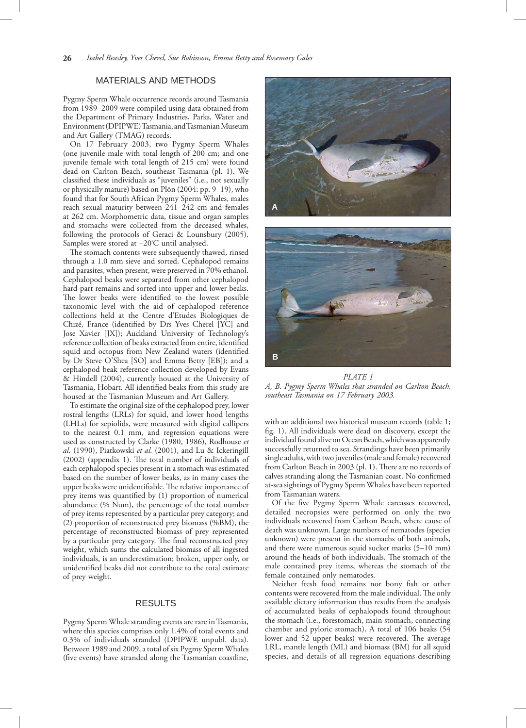## MATERIALS AND METHODS

Pygmy Sperm Whale occurrence records around Tasmania from 1989–2009 were compiled using data obtained from the Department of Primary Industries, Parks, Water and Environment (DPIPWE) Tasmania, and Tasmanian Museum and Art Gallery (TMAG) records.

On 17 February 2003, two Pygmy Sperm Whales (one juvenile male with total length of 200 cm; and one juvenile female with total length of 215 cm) were found dead on Carlton Beach, southeast Tasmania (pl. 1). We classified these individuals as "juveniles" (i.e., not sexually or physically mature) based on Plön (2004: pp. 9–19), who found that for South African Pygmy Sperm Whales, males reach sexual maturity between 241–242 cm and females at 262 cm. Morphometric data, tissue and organ samples and stomachs were collected from the deceased whales, following the protocols of Geraci & Lounsbury (2005). Samples were stored at –20°C until analysed.

The stomach contents were subsequently thawed, rinsed through a 1.0 mm sieve and sorted. Cephalopod remains and parasites, when present, were preserved in 70% ethanol. Cephalopod beaks were separated from other cephalopod hard-part remains and sorted into upper and lower beaks. The lower beaks were identified to the lowest possible taxonomic level with the aid of cephalopod reference collections held at the Centre d'Etudes Biologiques de Chizé, France (identified by Drs Yves Cherel [YC] and Jose Xavier [JX]); Auckland University of Technology's reference collection of beaks extracted from entire, identified squid and octopus from New Zealand waters (identified by Dr Steve O'Shea [SO] and Emma Betty [EB]); and a cephalopod beak reference collection developed by Evans & Hindell (2004), currently housed at the University of Tasmania, Hobart. All identified beaks from this study are housed at the Tasmanian Museum and Art Gallery.

To estimate the original size of the cephalopod prey, lower rostral lengths (LRLs) for squid, and lower hood lengths (LHLs) for sepiolids, were measured with digital callipers to the nearest 0.1 mm, and regression equations were used as constructed by Clarke (1980, 1986), Rodhouse *et al.* (1990), Piatkowski *et al.* (2001), and Lu & Ickeringill (2002) (appendix 1). The total number of individuals of each cephalopod species present in a stomach was estimated based on the number of lower beaks, as in many cases the upper beaks were unidentifiable. The relative importance of prey items was quantified by (1) proportion of numerical abundance (% Num), the percentage of the total number of prey items represented by a particular prey category; and (2) proportion of reconstructed prey biomass (%BM), the percentage of reconstructed biomass of prey represented by a particular prey category. The final reconstructed prey weight, which sums the calculated biomass of all ingested individuals, is an underestimation; broken, upper only, or unidentified beaks did not contribute to the total estimate of prey weight.

## RESULTS

Pygmy Sperm Whale stranding events are rare in Tasmania, where this species comprises only 1.4% of total events and 0.3% of individuals stranded (DPIPWE unpubl. data). Between 1989 and 2009, a total of six Pygmy Sperm Whales (five events) have stranded along the Tasmanian coastline, with an additional two historical museum records (table 1; fig. 1). All individuals were dead on discovery, except the individual found alive on Ocean Beach, which was apparently successfully returned to sea. Strandings have been primarily single adults, with two juveniles (male and female) recovered from Carlton Beach in 2003 (pl. 1). There are no records of calves stranding along the Tasmanian coast. No confirmed at-sea sightings of Pygmy Sperm Whales have been reported from Tasmanian waters.

Of the five Pygmy Sperm Whale carcasses recovered, detailed necropsies were performed on only the two individuals recovered from Carlton Beach, where cause of death was unknown. Large numbers of nematodes (species unknown) were present in the stomachs of both animals, and there were numerous squid sucker marks (5–10 mm) around the heads of both individuals. The stomach of the male contained prey items, whereas the stomach of the female contained only nematodes.

Neither fresh food remains nor bony fish or other contents were recovered from the male individual. The only available dietary information thus results from the analysis of accumulated beaks of cephalopods found throughout the stomach (i.e., forestomach, main stomach, connecting chamber and pyloric stomach). A total of 106 beaks (54 lower and 52 upper beaks) were recovered. The average LRL, mantle length (ML) and biomass (BM) for all squid species, and details of all regression equations describing

*PLATE 1*
*A, B. Pygmy Sperm Whales that stranded on Carlton Beach, southeast Tasmania on 17 February 2003.*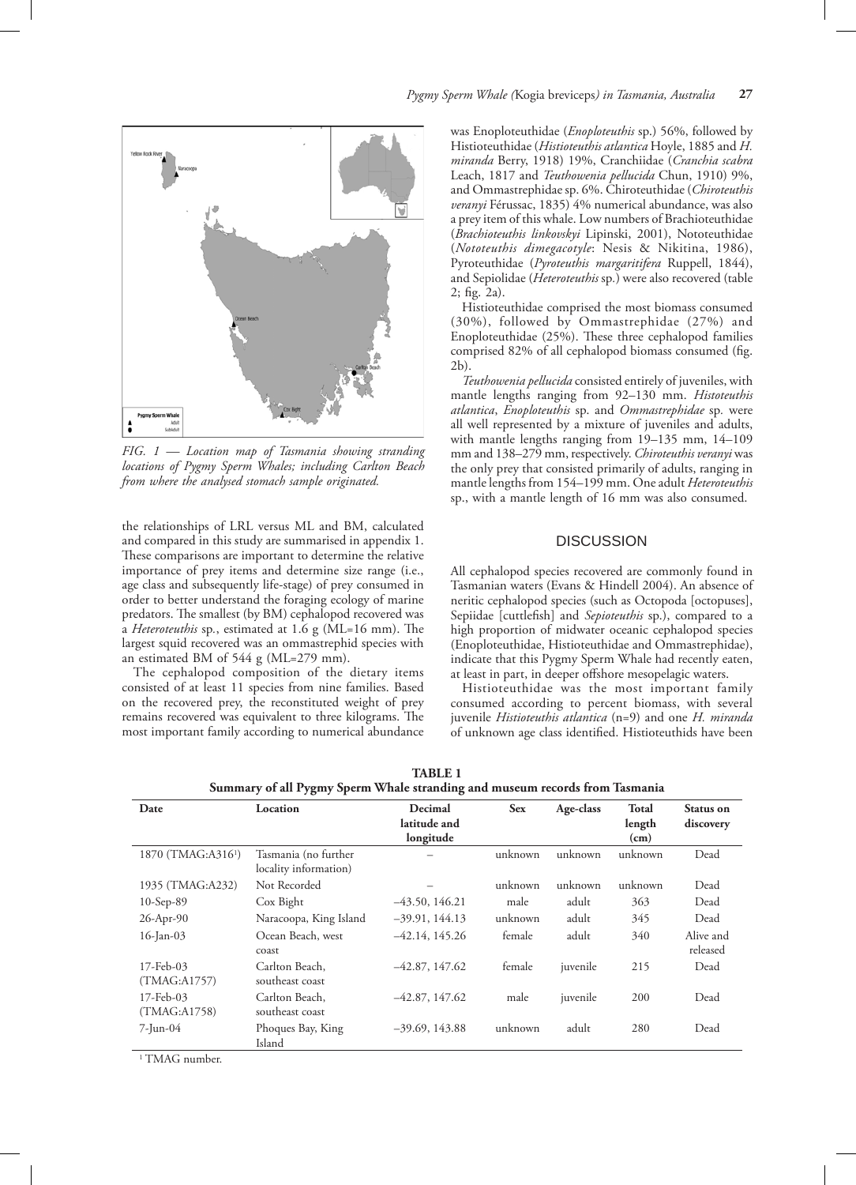*FIG. 1 — Location map of Tasmania showing stranding locations of Pygmy Sperm Whales; including Carlton Beach from where the analysed stomach sample originated.*

the relationships of LRL versus ML and BM, calculated and compared in this study are summarised in appendix 1. These comparisons are important to determine the relative importance of prey items and determine size range (i.e., age class and subsequently life-stage) of prey consumed in order to better understand the foraging ecology of marine predators. The smallest (by BM) cephalopod recovered was a *Heteroteuthis* sp., estimated at 1.6 g (ML=16 mm). The largest squid recovered was an ommastrephid species with an estimated BM of 544 g (ML=279 mm).

The cephalopod composition of the dietary items consisted of at least 11 species from nine families. Based on the recovered prey, the reconstituted weight of prey remains recovered was equivalent to three kilograms. The most important family according to numerical abundance was Enoploteuthidae (*Enoploteuthis* sp.) 56%, followed by Histioteuthidae (*Histioteuthis atlantica* Hoyle, 1885 and *H. miranda* Berry, 1918) 19%, Cranchiidae (*Cranchia scabra* Leach, 1817 and *Teuthowenia pellucida* Chun, 1910) 9%, and Ommastrephidae sp. 6%. Chiroteuthidae (*Chiroteuthis veranyi* Férussac, 1835) 4% numerical abundance, was also a prey item of this whale. Low numbers of Brachioteuthidae (*Brachioteuthis linkovskyi* Lipinski, 2001), Nototeuthidae (*Nototeuthis dimegacotyle*: Nesis & Nikitina, 1986), Pyroteuthidae (*Pyroteuthis margaritifera* Ruppell, 1844), and Sepiolidae (*Heteroteuthis* sp.) were also recovered (table 2; fig. 2a).

Histioteuthidae comprised the most biomass consumed (30%), followed by Ommastrephidae (27%) and Enoploteuthidae (25%). These three cephalopod families comprised 82% of all cephalopod biomass consumed (fig. 2b).

*Teuthowenia pellucida* consisted entirely of juveniles, with mantle lengths ranging from 92–130 mm. *Histoteuthis atlantica*, *Enoploteuthis* sp. and *Ommastrephidae* sp. were all well represented by a mixture of juveniles and adults, with mantle lengths ranging from 19–135 mm, 14–109 mm and 138–279 mm, respectively. *Chiroteuthis veranyi* was the only prey that consisted primarily of adults, ranging in mantle lengths from 154–199 mm. One adult *Heteroteuthis* sp., with a mantle length of 16 mm was also consumed.

## DISCUSSION

All cephalopod species recovered are commonly found in Tasmanian waters (Evans & Hindell 2004). An absence of neritic cephalopod species (such as Octopoda [octopuses], Sepiidae [cuttlefish] and *Sepioteuthis* sp.), compared to a high proportion of midwater oceanic cephalopod species (Enoploteuthidae, Histioteuthidae and Ommastrephidae), indicate that this Pygmy Sperm Whale had recently eaten, at least in part, in deeper offshore mesopelagic waters.

Histioteuthidae was the most important family consumed according to percent biomass, with several juvenile *Histioteuthis atlantica* (n=9) and one *H. miranda* of unknown age class identified. Histioteuthids have been

**TABLE 1**
**Summary of all Pygmy Sperm Whale stranding and museum records from Tasmania**

| Date | Location | Decimal latitude and longitude | Sex | Age-class | Total length (cm) | Status on discovery |
|---|---|---|---|---|---|---|
| 1870 (TMAG:A316[1]) | Tasmania (no further locality information) | – | unknown | unknown | unknown | Dead |
| 1935 (TMAG:A232) | Not Recorded | – | unknown | unknown | unknown | Dead |
| 10-Sep-89 | Cox Bight | –43.50, 146.21 | male | adult | 363 | Dead |
| 26-Apr-90 | Naracoopa, King Island | –39.91, 144.13 | unknown | adult | 345 | Dead |
| 16-Jan-03 | Ocean Beach, west coast | –42.14, 145.26 | female | adult | 340 | Alive and released |
| 17-Feb-03 (TMAG:A1757) | Carlton Beach, southeast coast | –42.87, 147.62 | female | juvenile | 215 | Dead |
| 17-Feb-03 (TMAG:A1758) | Carlton Beach, southeast coast | –42.87, 147.62 | male | juvenile | 200 | Dead |
| 7-Jun-04 | Phoques Bay, King Island | –39.69, 143.88 | unknown | adult | 280 | Dead |

[1] TMAG number.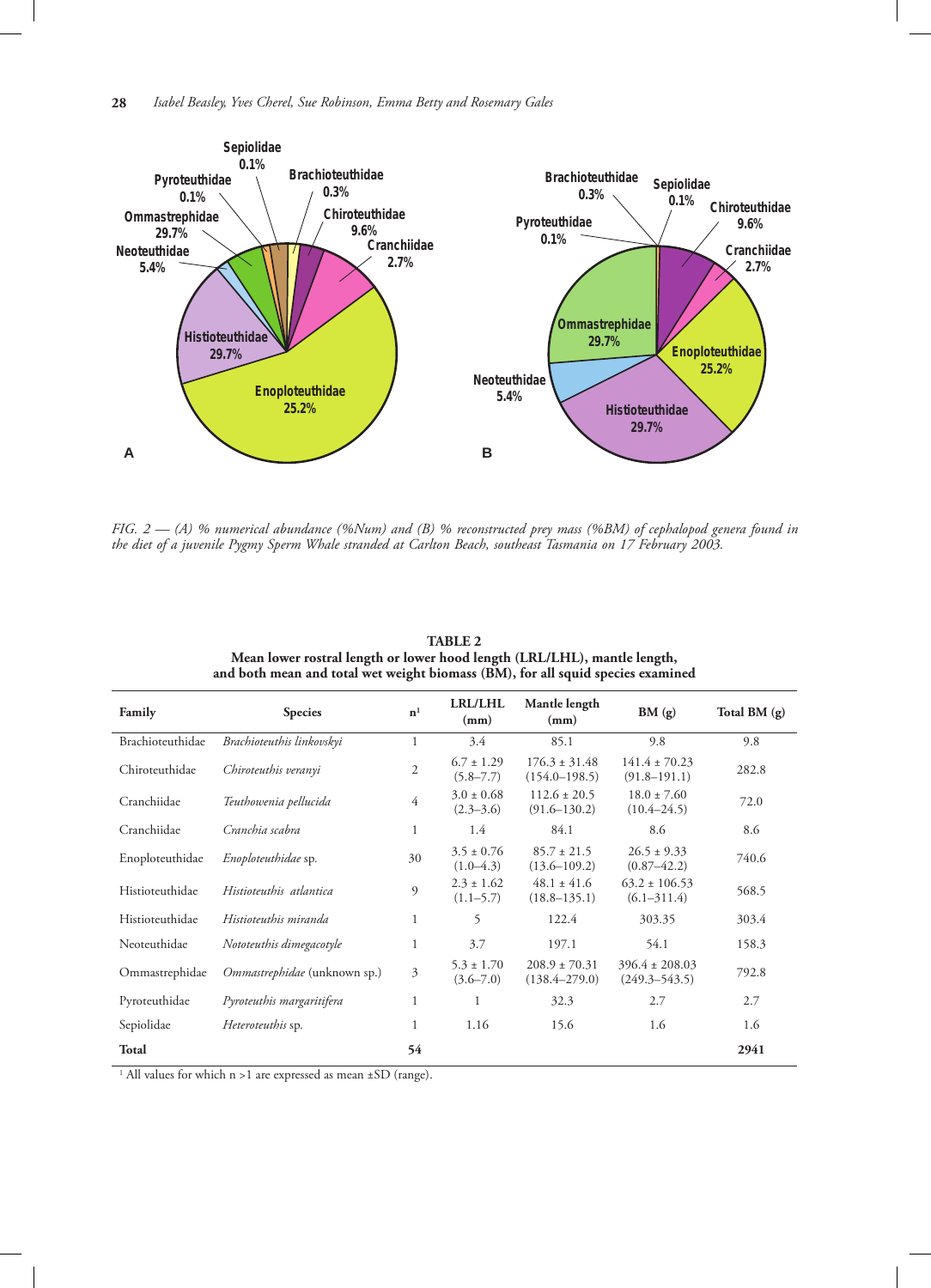FIG. 2 — (A) % numerical abundance (%Num) and (B) % reconstructed prey mass (%BM) of cephalopod genera found in the diet of a juvenile Pygmy Sperm Whale stranded at Carlton Beach, southeast Tasmania on 17 February 2003.

**TABLE 2**
**Mean lower rostral length or lower hood length (LRL/LHL), mantle length, and both mean and total wet weight biomass (BM), for all squid species examined**

| Family | Species | n[1] | LRL/LHL (mm) | Mantle length (mm) | BM (g) | Total BM (g) |
|---|---|---|---|---|---|---|
| Brachioteuthidae | *Brachioteuthis linkovskyi* | 1 | 3.4 | 85.1 | 9.8 | 9.8 |
| Chiroteuthidae | *Chiroteuthis veranyi* | 2 | 6.7 ± 1.29 (5.8–7.7) | 176.3 ± 31.48 (154.0–198.5) | 141.4 ± 70.23 (91.8–191.1) | 282.8 |
| Cranchiidae | *Teuthowenia pellucida* | 4 | 3.0 ± 0.68 (2.3–3.6) | 112.6 ± 20.5 (91.6–130.2) | 18.0 ± 7.60 (10.4–24.5) | 72.0 |
| Cranchiidae | *Cranchia scabra* | 1 | 1.4 | 84.1 | 8.6 | 8.6 |
| Enoploteuthidae | *Enoploteuthidae* sp. | 30 | 3.5 ± 0.76 (1.0–4.3) | 85.7 ± 21.5 (13.6–109.2) | 26.5 ± 9.33 (0.87–42.2) | 740.6 |
| Histioteuthidae | *Histioteuthis atlantica* | 9 | 2.3 ± 1.62 (1.1–5.7) | 48.1 ± 41.6 (18.8–135.1) | 63.2 ± 106.53 (6.1–311.4) | 568.5 |
| Histioteuthidae | *Histioteuthis miranda* | 1 | 5 | 122.4 | 303.35 | 303.4 |
| Neoteuthidae | *Nototeuthis dimegacotyle* | 1 | 3.7 | 197.1 | 54.1 | 158.3 |
| Ommastrephidae | *Ommastrephidae* (unknown sp.) | 3 | 5.3 ± 1.70 (3.6–7.0) | 208.9 ± 70.31 (138.4–279.0) | 396.4 ± 208.03 (249.3–543.5) | 792.8 |
| Pyroteuthidae | *Pyroteuthis margaritifera* | 1 | 1 | 32.3 | 2.7 | 2.7 |
| Sepiolidae | *Heteroteuthis* sp. | 1 | 1.16 | 15.6 | 1.6 | 1.6 |
| **Total** | | **54** | | | | **2941** |

[1] All values for which n >1 are expressed as mean ±SD (range).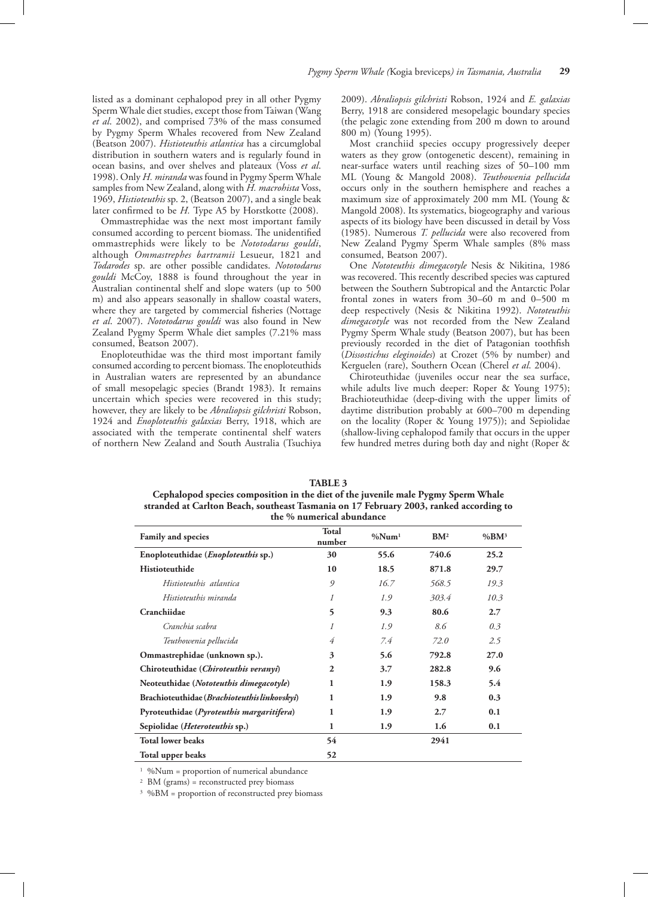listed as a dominant cephalopod prey in all other Pygmy Sperm Whale diet studies, except those from Taiwan (Wang *et al*. 2002), and comprised 73% of the mass consumed by Pygmy Sperm Whales recovered from New Zealand (Beatson 2007). *Histioteuthis atlantica* has a circumglobal distribution in southern waters and is regularly found in ocean basins, and over shelves and plateaux (Voss *et al*. 1998). Only *H. miranda* was found in Pygmy Sperm Whale samples from New Zealand, along with *H. macrohista* Voss, 1969, *Histioteuthis* sp. 2, (Beatson 2007), and a single beak later confirmed to be *H.* Type A5 by Horstkotte (2008).

Ommastrephidae was the next most important family consumed according to percent biomass. The unidentified ommastrephids were likely to be *Nototodarus gouldi*, although *Ommastrephes bartramii* Lesueur, 1821 and *Todarodes* sp. are other possible candidates. *Nototodarus gouldi* McCoy, 1888 is found throughout the year in Australian continental shelf and slope waters (up to 500 m) and also appears seasonally in shallow coastal waters, where they are targeted by commercial fisheries (Nottage *et al*. 2007). *Nototodarus gouldi* was also found in New Zealand Pygmy Sperm Whale diet samples (7.21% mass consumed, Beatson 2007).

Enoploteuthidae was the third most important family consumed according to percent biomass. The enoploteuthids in Australian waters are represented by an abundance of small mesopelagic species (Brandt 1983). It remains uncertain which species were recovered in this study; however, they are likely to be *Abraliopsis gilchristi* Robson, 1924 and *Enoploteuthis galaxias* Berry, 1918, which are associated with the temperate continental shelf waters of northern New Zealand and South Australia (Tsuchiya 2009). *Abraliopsis gilchristi* Robson, 1924 and *E. galaxias* Berry, 1918 are considered mesopelagic boundary species (the pelagic zone extending from 200 m down to around 800 m) (Young 1995).

Most cranchiid species occupy progressively deeper waters as they grow (ontogenetic descent), remaining in near-surface waters until reaching sizes of 50–100 mm ML (Young & Mangold 2008). *Teuthowenia pellucida* occurs only in the southern hemisphere and reaches a maximum size of approximately 200 mm ML (Young & Mangold 2008). Its systematics, biogeography and various aspects of its biology have been discussed in detail by Voss (1985). Numerous *T. pellucida* were also recovered from New Zealand Pygmy Sperm Whale samples (8% mass consumed, Beatson 2007).

One *Nototeuthis dimegacotyle* Nesis & Nikitina, 1986 was recovered. This recently described species was captured between the Southern Subtropical and the Antarctic Polar frontal zones in waters from 30–60 m and 0–500 m deep respectively (Nesis & Nikitina 1992). *Nototeuthis dimegacotyle* was not recorded from the New Zealand Pygmy Sperm Whale study (Beatson 2007), but has been previously recorded in the diet of Patagonian toothfish (*Dissostichus eleginoides*) at Crozet (5% by number) and Kerguelen (rare), Southern Ocean (Cherel *et al.* 2004).

Chiroteuthidae (juveniles occur near the sea surface, while adults live much deeper: Roper & Young 1975); Brachioteuthidae (deep-diving with the upper limits of daytime distribution probably at 600–700 m depending on the locality (Roper & Young 1975)); and Sepiolidae (shallow-living cephalopod family that occurs in the upper few hundred metres during both day and night (Roper &

**TABLE 3**
**Cephalopod species composition in the diet of the juvenile male Pygmy Sperm Whale stranded at Carlton Beach, southeast Tasmania on 17 February 2003, ranked according to the % numerical abundance**

| Family and species | Total number | %Num[1] | BM[2] | %BM[3] |
|---|---|---|---|---|
| **Enoploteuthidae (*Enoploteuthis* sp.)** | **30** | **55.6** | **740.6** | **25.2** |
| **Histioteuthide** | **10** | **18.5** | **871.8** | **29.7** |
| *Histioteuthis atlantica* | *9* | *16.7* | *568.5* | *19.3* |
| *Histioteuthis miranda* | *1* | *1.9* | *303.4* | *10.3* |
| **Cranchiidae** | **5** | **9.3** | **80.6** | **2.7** |
| *Cranchia scabra* | *1* | *1.9* | *8.6* | *0.3* |
| *Teuthowenia pellucida* | *4* | *7.4* | *72.0* | *2.5* |
| **Ommastrephidae (unknown sp.).** | **3** | **5.6** | **792.8** | **27.0** |
| **Chiroteuthidae (*Chiroteuthis veranyi*)** | **2** | **3.7** | **282.8** | **9.6** |
| **Neoteuthidae (*Nototeuthis dimegacotyle*)** | **1** | **1.9** | **158.3** | **5.4** |
| **Brachioteuthidae (*Brachioteuthis linkovskyi*)** | **1** | **1.9** | **9.8** | **0.3** |
| **Pyroteuthidae (*Pyroteuthis margaritifera*)** | **1** | **1.9** | **2.7** | **0.1** |
| **Sepiolidae (*Heteroteuthis* sp.)** | **1** | **1.9** | **1.6** | **0.1** |
| **Total lower beaks** | **54** | | **2941** | |
| **Total upper beaks** | **52** | | | |

[1] %Num = proportion of numerical abundance

[2] BM (grams) = reconstructed prey biomass

[3] %BM = proportion of reconstructed prey biomass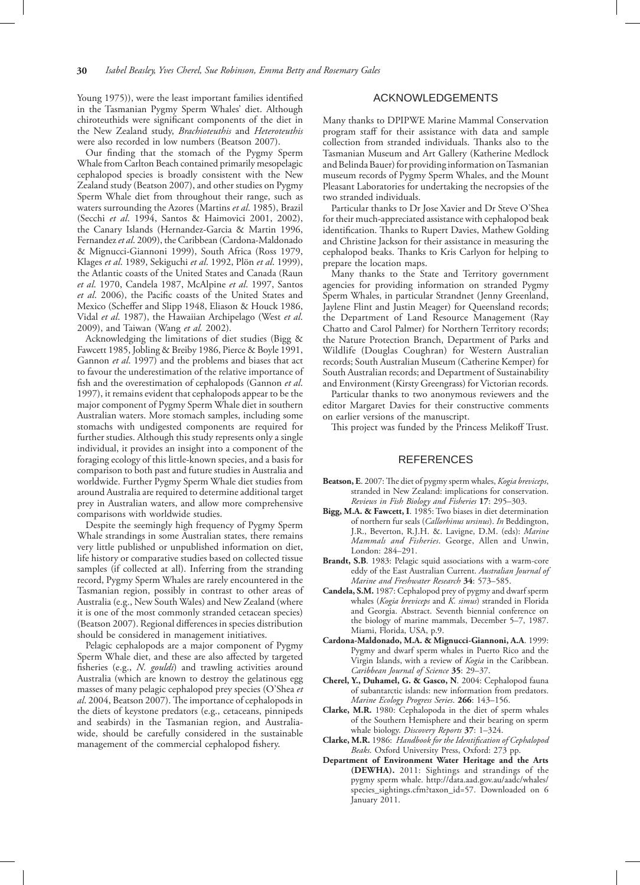Young 1975)), were the least important families identified in the Tasmanian Pygmy Sperm Whales' diet. Although chiroteuthids were significant components of the diet in the New Zealand study, *Brachioteuthis* and *Heteroteuthis* were also recorded in low numbers (Beatson 2007).

Our finding that the stomach of the Pygmy Sperm Whale from Carlton Beach contained primarily mesopelagic cephalopod species is broadly consistent with the New Zealand study (Beatson 2007), and other studies on Pygmy Sperm Whale diet from throughout their range, such as waters surrounding the Azores (Martins *et al*. 1985), Brazil (Secchi *et al*. 1994, Santos & Haimovici 2001, 2002), the Canary Islands (Hernandez-Garcia & Martin 1996, Fernandez *et al*. 2009), the Caribbean (Cardona-Maldonado & Mignucci-Giannoni 1999), South Africa (Ross 1979, Klages *et al*. 1989, Sekiguchi *et al*. 1992, Plön *et al.* 1999), the Atlantic coasts of the United States and Canada (Raun *et al*. 1970, Candela 1987, McAlpine *et al*. 1997, Santos *et al*. 2006), the Pacific coasts of the United States and Mexico (Scheffer and Slipp 1948, Eliason & Houck 1986, Vidal *et al*. 1987), the Hawaiian Archipelago (West *et al*. 2009), and Taiwan (Wang *et al.* 2002).

Acknowledging the limitations of diet studies (Bigg & Fawcett 1985, Jobling & Breiby 1986, Pierce & Boyle 1991, Gannon *et al*. 1997) and the problems and biases that act to favour the underestimation of the relative importance of fish and the overestimation of cephalopods (Gannon *et al*. 1997), it remains evident that cephalopods appear to be the major component of Pygmy Sperm Whale diet in southern Australian waters. More stomach samples, including some stomachs with undigested components are required for further studies. Although this study represents only a single individual, it provides an insight into a component of the foraging ecology of this little-known species, and a basis for comparison to both past and future studies in Australia and worldwide. Further Pygmy Sperm Whale diet studies from around Australia are required to determine additional target prey in Australian waters, and allow more comprehensive comparisons with worldwide studies.

Despite the seemingly high frequency of Pygmy Sperm Whale strandings in some Australian states, there remains very little published or unpublished information on diet, life history or comparative studies based on collected tissue samples (if collected at all). Inferring from the stranding record, Pygmy Sperm Whales are rarely encountered in the Tasmanian region, possibly in contrast to other areas of Australia (e.g., New South Wales) and New Zealand (where it is one of the most commonly stranded cetacean species) (Beatson 2007). Regional differences in species distribution should be considered in management initiatives.

Pelagic cephalopods are a major component of Pygmy Sperm Whale diet, and these are also affected by targeted fisheries (e.g., *N. gouldi*) and trawling activities around Australia (which are known to destroy the gelatinous egg masses of many pelagic cephalopod prey species (O'Shea *et al*. 2004, Beatson 2007). The importance of cephalopods in the diets of keystone predators (e.g., cetaceans, pinnipeds and seabirds) in the Tasmanian region, and Australia-wide, should be carefully considered in the sustainable management of the commercial cephalopod fishery.

## ACKNOWLEDGEMENTS

Many thanks to DPIPWE Marine Mammal Conservation program staff for their assistance with data and sample collection from stranded individuals. Thanks also to the Tasmanian Museum and Art Gallery (Katherine Medlock and Belinda Bauer) for providing information on Tasmanian museum records of Pygmy Sperm Whales, and the Mount Pleasant Laboratories for undertaking the necropsies of the two stranded individuals.

Particular thanks to Dr Jose Xavier and Dr Steve O'Shea for their much-appreciated assistance with cephalopod beak identification. Thanks to Rupert Davies, Mathew Golding and Christine Jackson for their assistance in measuring the cephalopod beaks. Thanks to Kris Carlyon for helping to prepare the location maps.

Many thanks to the State and Territory government agencies for providing information on stranded Pygmy Sperm Whales, in particular Strandnet (Jenny Greenland, Jaylene Flint and Justin Meager) for Queensland records; the Department of Land Resource Management (Ray Chatto and Carol Palmer) for Northern Territory records; the Nature Protection Branch, Department of Parks and Wildlife (Douglas Coughran) for Western Australian records; South Australian Museum (Catherine Kemper) for South Australian records; and Department of Sustainability and Environment (Kirsty Greengrass) for Victorian records.

Particular thanks to two anonymous reviewers and the editor Margaret Davies for their constructive comments on earlier versions of the manuscript.

This project was funded by the Princess Melikoff Trust.

## REFERENCES

**Beatson, E**. 2007: The diet of pygmy sperm whales, *Kogia breviceps*, stranded in New Zealand: implications for conservation. *Reviews in Fish Biology and Fisheries* **17**: 295–303.

**Bigg, M.A. & Fawcett, I**. 1985: Two biases in diet determination of northern fur seals (*Callorhinus ursinus*). *In* Beddington, J.R., Beverton, R.J.H. &. Lavigne, D.M. (eds): *Marine Mammals and Fisheries*. George, Allen and Unwin, London: 284–291.

**Brandt, S.B**. 1983: Pelagic squid associations with a warm-core eddy of the East Australian Current. *Australian Journal of Marine and Freshwater Research* **34**: 573–585.

**Candela, S.M.** 1987: Cephalopod prey of pygmy and dwarf sperm whales (*Kogia breviceps* and *K. simus*) stranded in Florida and Georgia. Abstract. Seventh biennial conference on the biology of marine mammals, December 5–7, 1987. Miami, Florida, USA, p.9.

**Cardona-Maldonado, M.A. & Mignucci-Giannoni, A.A**. 1999: Pygmy and dwarf sperm whales in Puerto Rico and the Virgin Islands, with a review of *Kogia* in the Caribbean. *Caribbean Journal of Science* **35**: 29–37.

**Cherel, Y., Duhamel, G. & Gasco, N**. 2004: Cephalopod fauna of subantarctic islands: new information from predators. *Marine Ecology Progress Series*. **266**: 143–156.

**Clarke, M.R.** 1980: Cephalopoda in the diet of sperm whales of the Southern Hemisphere and their bearing on sperm whale biology. *Discovery Reports* **37**: 1–324.

**Clarke, M.R.** 1986: *Handbook for the Identification of Cephalopod Beaks*. Oxford University Press, Oxford: 273 pp.

**Department of Environment Water Heritage and the Arts (DEWHA).** 2011: Sightings and strandings of the pygmy sperm whale. http://data.aad.gov.au/aadc/whales/species_sightings.cfm?taxon_id=57. Downloaded on 6 January 2011.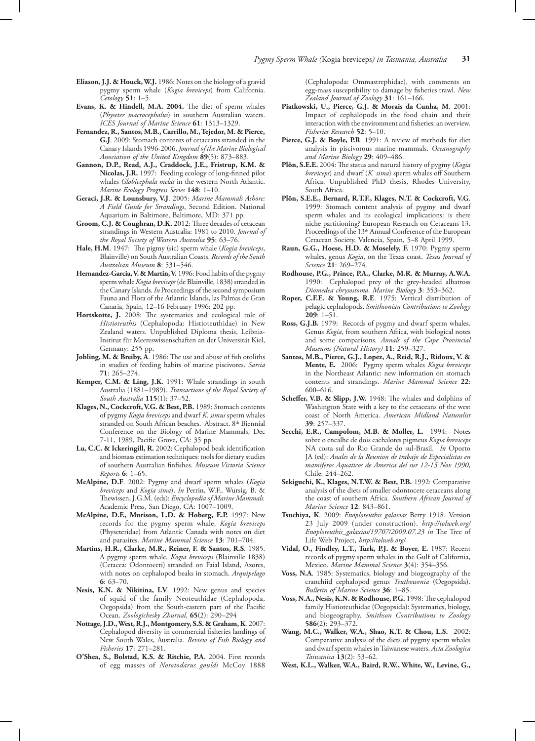**Eliason, J.J. & Houck, W.J.** 1986: Notes on the biology of a gravid pygmy sperm whale (*Kogia breviceps*) from California. *Cetology* **51**: 1–5.

**Evans, K. & Hindell, M.A. 2004.** The diet of sperm whales (*Physeter macrocephalus*) in southern Australian waters. *ICES Journal of Marine Science* **61**: 1313–1329.

**Fernandez, R., Santos, M.B., Carrillo, M., Tejedor, M. & Pierce, G.J**. 2009: Stomach contents of cetaceans stranded in the Canary Islands 1996-2006. *Journal of the Marine Biological Association of the United Kingdom* **89**(5): 873–883.

**Gannon, D.P., Read, A.J., Craddock, J.E., Fristrup, K.M. & Nicolas, J.R.** 1997: Feeding ecology of long-finned pilot whales *Globicephala melas* in the western North Atlantic. *Marine Ecology Progress Series* **148**: 1–10.

**Geraci, J.R. & Lounsbury, V.J**. 2005: *Marine Mammals Ashore: A Field Guide for Strandings*, Second Edition. National Aquarium in Baltimore, Baltimore, MD: 371 pp.

**Groom, C.J. & Coughran, D.K.** 2012: Three decades of cetacean strandings in Western Australia: 1981 to 2010. *Journal of the Royal Society of Western Australia* **95**: 63–76.

**Hale, H.M**. 1947: The pigmy (sic) sperm whale (*Kogia breviceps*, Blainville) on South Australian Coasts. *Records of the South Australian Museum* **8**: 531–546.

**Hernandez-Garcia, V. & Martin, V.** 1996: Food habits of the pygmy sperm whale *Kogia breviceps* (de Blainville, 1838) stranded in the Canary Islands. *In* Proceedings of the second symposium Fauna and Flora of the Atlantic Islands, las Palmas de Gran Canaria, Spain, 12–16 February 1996: 202 pp.

**Hortskotte, J.** 2008: The systematics and ecological role of *Histioteuthis* (Cephalopoda: Histioteuthidae) in New Zealand waters. Unpublished Diploma thesis, Leibniz-Institut für Meereswissenschaften an der Universität Kiel, Germany: 255 pp.

**Jobling, M. & Breiby, A**. 1986: The use and abuse of fish otoliths in studies of feeding habits of marine piscivores. *Sarsia* **71**: 265–274.

**Kemper, C.M. & Ling, J.K**. 1991: Whale strandings in south Australia (1881–1989). *Transactions of the Royal Society of South Australia* **115**(1): 37–52.

**Klages, N., Cockcroft, V.G. & Best, P.B.** 1989: Stomach contents of pygmy *Kogia breviceps* and dwarf *K. simus* sperm whales stranded on South African beaches. Abstract. 8th Biennial Conference on the Biology of Marine Mammals, Dec 7-11, 1989, Pacific Grove, CA: 35 pp.

**Lu, C.C. & Ickeringill, R.** 2002: Cephalopod beak identification and biomass estimation techniques: tools for dietary studies of southern Australian finfishes. *Museum Victoria Science Reports* **6**: 1–65.

**McAlpine, D.F**. 2002: Pygmy and dwarf sperm whales (*Kogia breviceps* and *Kogia sima*). *In* Perrin, W.F., Wursig, B. & Thewissen, J.G.M. (eds): *Encyclopedia of Marine Mammals.* Academic Press, San Diego, CA: 1007–1009.

**McAlpine, D.F., Murison, L.D. & Hoberg, E.P.** 1997: New records for the pygmy sperm whale, *Kogia breviceps* (Physeteridae) from Atlantic Canada with notes on diet and parasites. *Marine Mammal Science* **13**: 701–704.

**Martins, H.R., Clarke, M.R., Reiner, F. & Santos, R.S**. 1985. A pygmy sperm whale, *Kogia breviceps* (Blainville 1838) (Cetacea: Odontoceti) stranded on Faial Island, Azores, with notes on cephalopod beaks in stomach. *Arquipelago* **6**: 63–70.

**Nesis, K.N. & Nikitina, I.V**. 1992: New genus and species of squid of the family Neoteuthidae (Cephalopoda, Oegopsida) from the South-eastern part of the Pacific Ocean. *Zoologichesky Zhurnal*, **65**(2): 290–294

**Nottage, J.D., West, R.J., Montgomery, S.S. & Graham, K**. 2007: Cephalopod diversity in commercial fisheries landings of New South Wales, Australia. *Review of Fish Biology and Fisheries* **17**: 271–281.

**O'Shea, S., Bolstad, K.S. & Ritchie, P.A**. 2004. First records of egg masses of *Nototodarus gouldi* McCoy 1888 (Cephalopoda: Ommastrephidae), with comments on egg-mass susceptibility to damage by fisheries trawl. *New Zealand Journal of Zoology* **31**: 161–166.

**Piatkowski, U., Pierce, G.J. & Morais da Cunha, M**. 2001: Impact of cephalopods in the food chain and their interaction with the environment and fisheries: an overview. *Fisheries Research* **52**: 5–10.

**Pierce, G.J. & Boyle, P.R**. 1991: A review of methods for diet analysis in piscivorous marine mammals. *Oceanography and Marine Biology* **29**: 409–486.

**Plön, S.E.E.** 2004: The status and natural history of pygmy (*Kogia breviceps*) and dwarf (*K. sima*) sperm whales off Southern Africa. Unpublished PhD thesis, Rhodes University, South Africa.

**Plön, S.E.E., Bernard, R.T.F., Klages, N.T. & Cockcroft, V.G**. 1999: Stomach content analysis of pygmy and dwarf sperm whales and its ecological implications: is there niche partitioning? European Research on Cetaceans 13. Proceedings of the 13th Annual Conference of the European Cetacean Society, Valencia, Spain, 5–8 April 1999.

**Raun, G.G., Hoese, H.D. & Moselely, F.** 1970: Pygmy sperm whales, genus *Kogia*, on the Texas coast. *Texas Journal of Science* **21**: 269–274.

**Rodhouse, P.G., Prince, P.A., Clarke, M.R. & Murray, A.W.A**. 1990: Cephalopod prey of the grey-headed albatross *Diomedea chrysostoma. Marine Biology* **3**: 353–362.

**Roper, C.F.E. & Young, R.E**. 1975: Vertical distribution of pelagic cephalopods. *Smithsonian Contributions to Zoology* **209**: 1–51.

**Ross, G.J.B.** 1979: Records of pygmy and dwarf sperm whales. Genus *Kogia*, from southern Africa, with biological notes and some comparisons. *Annals of the Cape Provincial Museums (Natural History)* **11**: 259–327.

**Santos, M.B., Pierce, G.J., Lopez, A., Reid, R.J., Ridoux, V. & Mente, E.** 2006: Pygmy sperm whales *Kogia breviceps* in the Northeast Atlantic: new information on stomach contents and strandings. *Marine Mammal Science* **22**: 600–616.

**Scheffer, V.B. & Slipp, J.W.** 1948: The whales and dolphins of Washington State with a key to the cetaceans of the west coast of North America. *American Midland Naturalist* **39**: 257–337.

**Secchi, E.R., Campolom, M.B. & Moller, L.** 1994: Notes sobre o encalhe de dois cachalotes pigmeus *Kogia breviceps* NA costa sul do Rio Grande do sul-Brasil. *In* Oporto JA (ed): *Anales de la Reunion de trabajo de Especialistas en mamiferos Aquaticos de America del sur 12-15 Nov 1990*, Chile: 244–262.

**Sekiguchi, K., Klages, N.T.W. & Best, P.B.** 1992: Comparative analysis of the diets of smaller odontocete cetaceans along the coast of southern Africa. *Southern African Journal of Marine Science* **12**: 843–861.

**Tsuchiya, K**. 2009: *Enoploteuthis galaxias* Berry 1918. Version 23 July 2009 (under construction). *http://tolweb.org/Enoploteuthis_galaxias/19707/2009.07.23 in* The Tree of Life Web Project, *http://tolweb.org/*

**Vidal, O., Findley, L.T., Turk, P.J. & Boyer, E.** 1987: Recent records of pygmy sperm whales in the Gulf of California, Mexico. *Marine Mammal Science* **3**(4): 354–356.

**Voss, N.A**. 1985: Systematics, biology and biogeography of the cranchiid cephalopod genus *Teuthowenia* (Oegopsida). *Bulletin of Marine Science* **36**: 1–85.

**Voss, N.A., Nesis, K.N. & Rodhouse, P.G.** 1998: The cephalopod family Histioteuthidae (Oegopsida): Systematics, biology, and biogeography. *Smithson Contributions to Zoology* **586**(2): 293–372.

**Wang, M.C., Walker, W.A., Shao, K.T. & Chou, L.S.** 2002: Comparative analysis of the diets of pygmy sperm whales and dwarf sperm whales in Taiwanese waters. *Acta Zoologica Taiwanica* **13**(2): 53–62.

**West, K.L., Walker, W.A., Baird, R.W., White, W., Levine, G.,**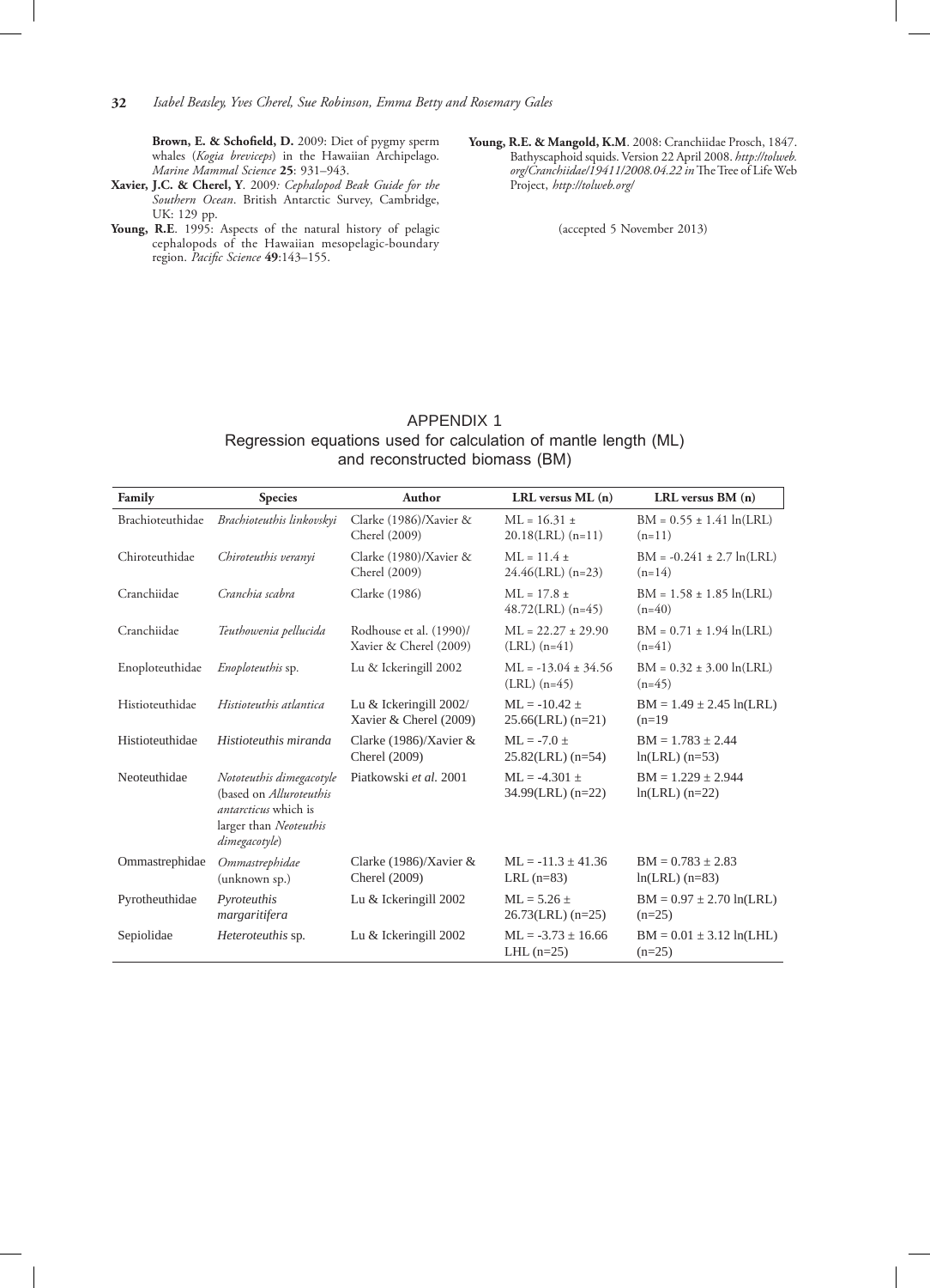**Brown, E. & Schofield, D.** 2009: Diet of pygmy sperm whales (*Kogia breviceps*) in the Hawaiian Archipelago. *Marine Mammal Science* **25**: 931–943.

**Xavier, J.C. & Cherel, Y**. 2009*: Cephalopod Beak Guide for the Southern Ocean*. British Antarctic Survey, Cambridge, UK: 129 pp.

**Young, R.E**. 1995: Aspects of the natural history of pelagic cephalopods of the Hawaiian mesopelagic-boundary region. *Pacific Science* **49**:143–155.

**Young, R.E. & Mangold, K.M**. 2008: Cranchiidae Prosch, 1847. Bathyscaphoid squids. Version 22 April 2008. *http://tolweb.org/Cranchiidae/19411/2008.04.22 in* The Tree of Life Web Project, *http://tolweb.org/*

(accepted 5 November 2013)

## APPENDIX 1
## Regression equations used for calculation of mantle length (ML) and reconstructed biomass (BM)

| Family | Species | Author | LRL versus ML (n) | LRL versus BM (n) |
|---|---|---|---|---|
| Brachioteuthidae | *Brachioteuthis linkovskyi* | Clarke (1986)/Xavier & Cherel (2009) | ML = 16.31 ± 20.18(LRL) (n=11) | BM = 0.55 ± 1.41 ln(LRL) (n=11) |
| Chiroteuthidae | *Chiroteuthis veranyi* | Clarke (1980)/Xavier & Cherel (2009) | ML = 11.4 ± 24.46(LRL) (n=23) | BM = -0.241 ± 2.7 ln(LRL) (n=14) |
| Cranchiidae | *Cranchia scabra* | Clarke (1986) | ML = 17.8 ± 48.72(LRL) (n=45) | BM = 1.58 ± 1.85 ln(LRL) (n=40) |
| Cranchiidae | *Teuthowenia pellucida* | Rodhouse et al. (1990)/ Xavier & Cherel (2009) | ML = 22.27 ± 29.90 (LRL) (n=41) | BM = 0.71 ± 1.94 ln(LRL) (n=41) |
| Enoploteuthidae | *Enoploteuthis* sp. | Lu & Ickeringill 2002 | ML = -13.04 ± 34.56 (LRL) (n=45) | BM = 0.32 ± 3.00 ln(LRL) (n=45) |
| Histioteuthidae | *Histioteuthis atlantica* | Lu & Ickeringill 2002/ Xavier & Cherel (2009) | ML = -10.42 ± 25.66(LRL) (n=21) | BM = 1.49 ± 2.45 ln(LRL) (n=19 |
| Histioteuthidae | *Histioteuthis miranda* | Clarke (1986)/Xavier & Cherel (2009) | ML = -7.0 ± 25.82(LRL) (n=54) | BM = 1.783 ± 2.44 ln(LRL) (n=53) |
| Neoteuthidae | *Nototeuthis dimegacotyle* (based on *Alluroteuthis antarcticus* which is larger than *Neoteuthis dimegacotyle*) | Piatkowski *et al*. 2001 | ML = -4.301 ± 34.99(LRL) (n=22) | BM = 1.229 ± 2.944 ln(LRL) (n=22) |
| Ommastrephidae | *Ommastrephidae* (unknown sp.) | Clarke (1986)/Xavier & Cherel (2009) | ML = -11.3 ± 41.36 LRL (n=83) | BM = 0.783 ± 2.83 ln(LRL) (n=83) |
| Pyrotheuthidae | *Pyroteuthis margaritifera* | Lu & Ickeringill 2002 | ML = 5.26 ± 26.73(LRL) (n=25) | BM = 0.97 ± 2.70 ln(LRL) (n=25) |
| Sepiolidae | *Heteroteuthis* sp. | Lu & Ickeringill 2002 | ML = -3.73 ± 16.66 LHL (n=25) | BM = 0.01 ± 3.12 ln(LHL) (n=25) |